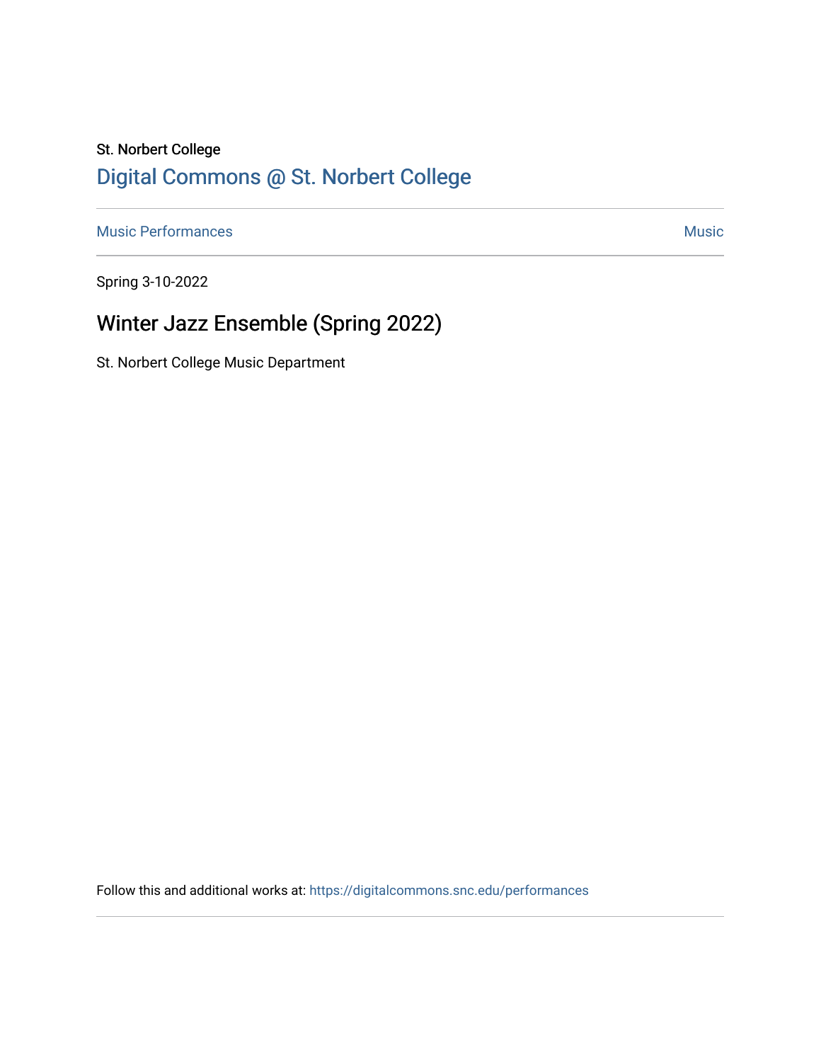St. Norbert College

[Digital Commons @ St. Norbert College](https://digitalcommons.snc.edu)

Music Performances | Music

Spring 3-10-2022

# Winter Jazz Ensemble (Spring 2022)

St. Norbert College Music Department

Follow this and additional works at: https://digitalcommons.snc.edu/performances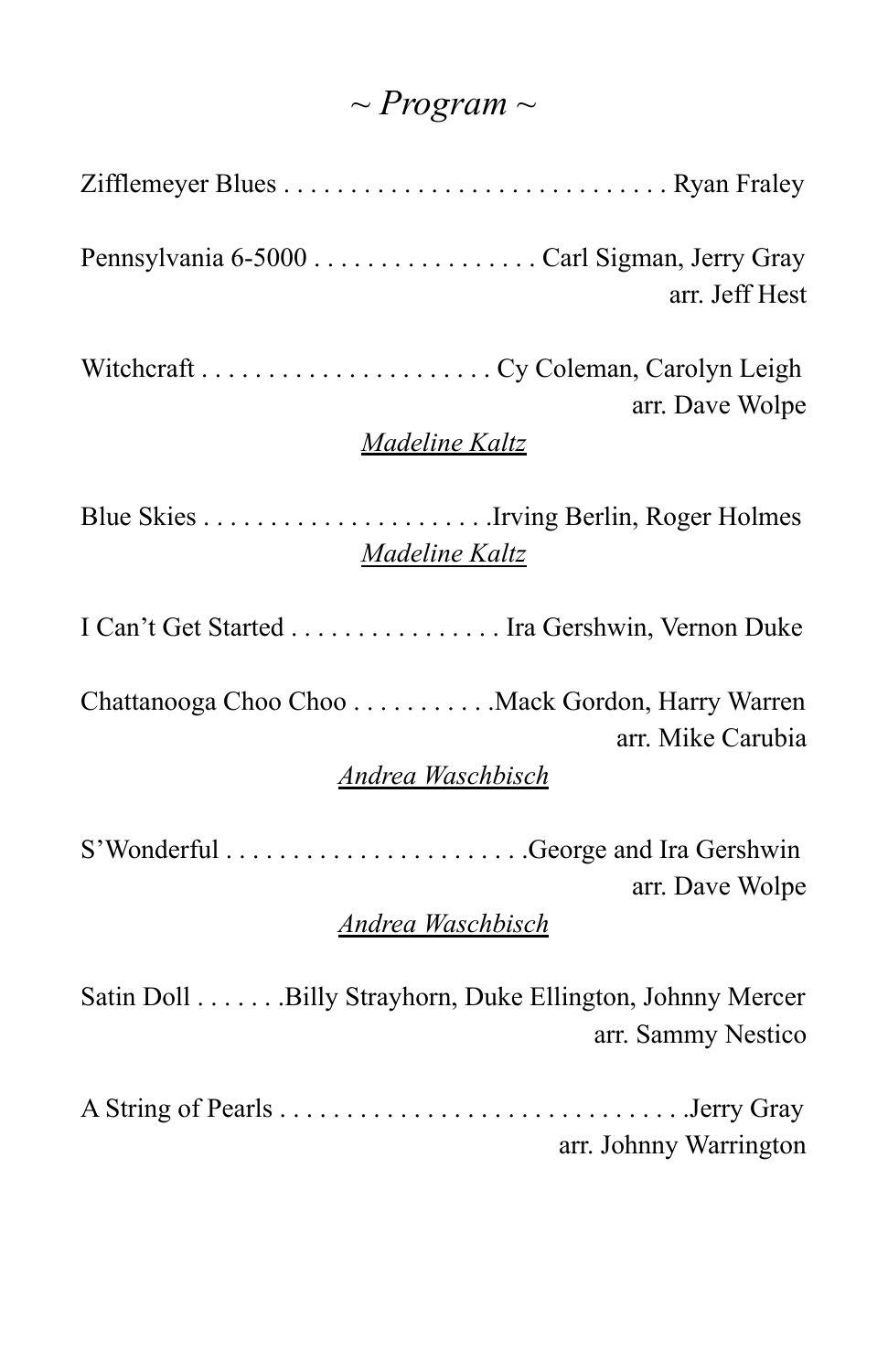# *~ Program ~*

Zifflemeyer Blues . . . . . . . . . . . . . . . . . . . . . . . . . . . . . Ryan Fraley

Pennsylvania 6-5000 . . . . . . . . . . . . . . . . . Carl Sigman, Jerry Gray
arr. Jeff Hest

Witchcraft . . . . . . . . . . . . . . . . . . . . . . Cy Coleman, Carolyn Leigh
arr. Dave Wolpe
*Madeline Kaltz*

Blue Skies . . . . . . . . . . . . . . . . . . . . . .Irving Berlin, Roger Holmes
*Madeline Kaltz*

I Can't Get Started . . . . . . . . . . . . . . . . Ira Gershwin, Vernon Duke

Chattanooga Choo Choo . . . . . . . . . . .Mack Gordon, Harry Warren
arr. Mike Carubia
*Andrea Waschbisch*

S'Wonderful . . . . . . . . . . . . . . . . . . . . . . .George and Ira Gershwin
arr. Dave Wolpe
*Andrea Waschbisch*

Satin Doll . . . . . . .Billy Strayhorn, Duke Ellington, Johnny Mercer
arr. Sammy Nestico

A String of Pearls . . . . . . . . . . . . . . . . . . . . . . . . . . . . . .Jerry Gray
arr. Johnny Warrington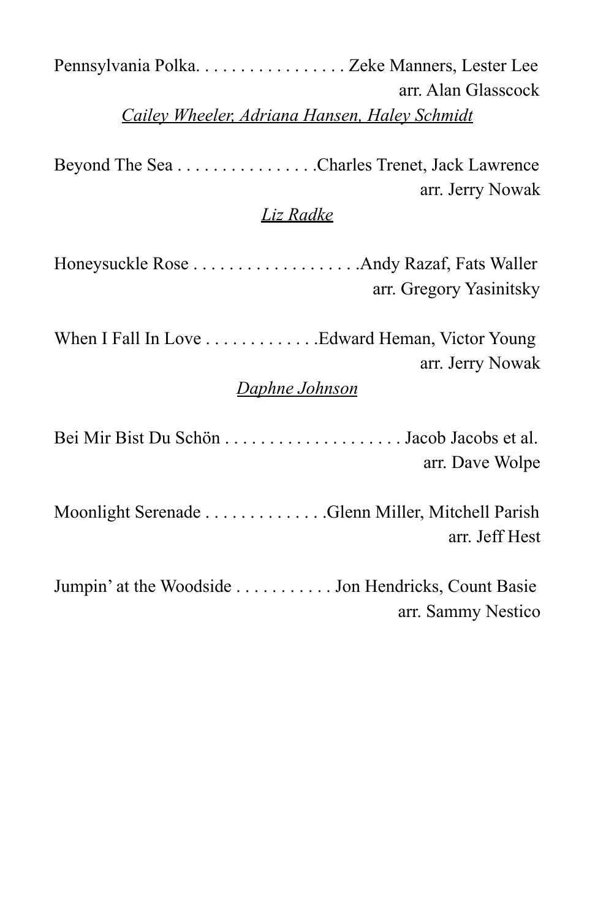Pennsylvania Polka. . . . . . . . . . . . . . . . . Zeke Manners, Lester Lee
arr. Alan Glasscock

*Cailey Wheeler, Adriana Hansen, Haley Schmidt*

Beyond The Sea . . . . . . . . . . . . . . . .Charles Trenet, Jack Lawrence
arr. Jerry Nowak

*Liz Radke*

Honeysuckle Rose . . . . . . . . . . . . . . . . . . .Andy Razaf, Fats Waller
arr. Gregory Yasinitsky

When I Fall In Love . . . . . . . . . . . . .Edward Heman, Victor Young
arr. Jerry Nowak

*Daphne Johnson*

Bei Mir Bist Du Schön . . . . . . . . . . . . . . . . . . . . Jacob Jacobs et al.
arr. Dave Wolpe

Moonlight Serenade . . . . . . . . . . . . . .Glenn Miller, Mitchell Parish
arr. Jeff Hest

Jumpin' at the Woodside . . . . . . . . . . . Jon Hendricks, Count Basie
arr. Sammy Nestico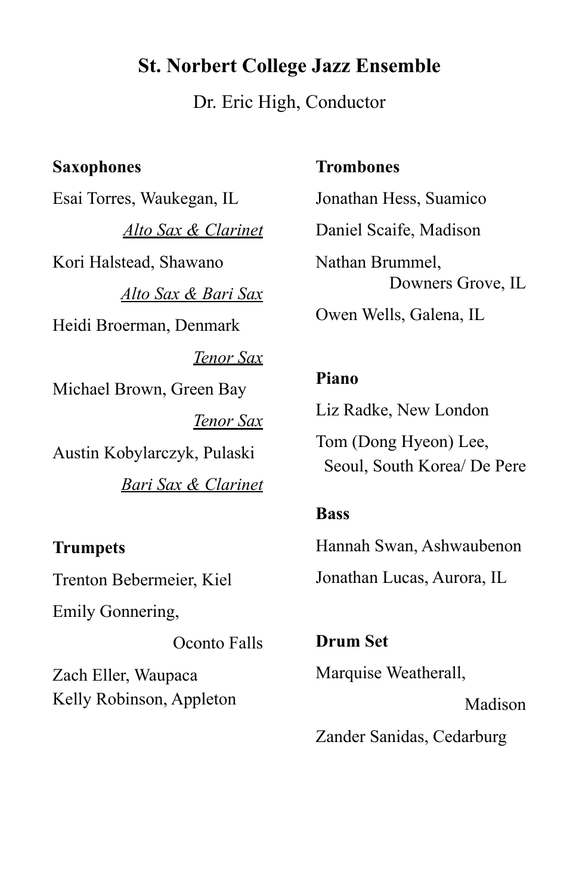## St. Norbert College Jazz Ensemble

Dr. Eric High, Conductor

**Saxophones**

Esai Torres, Waukegan, IL
*Alto Sax & Clarinet*

Kori Halstead, Shawano
*Alto Sax & Bari Sax*

Heidi Broerman, Denmark
*Tenor Sax*

Michael Brown, Green Bay
*Tenor Sax*

Austin Kobylarczyk, Pulaski
*Bari Sax & Clarinet*

**Trumpets**

Trenton Bebermeier, Kiel

Emily Gonnering, Oconto Falls

Zach Eller, Waupaca

Kelly Robinson, Appleton

**Trombones**

Jonathan Hess, Suamico

Daniel Scaife, Madison

Nathan Brummel, Downers Grove, IL

Owen Wells, Galena, IL

**Piano**

Liz Radke, New London

Tom (Dong Hyeon) Lee, Seoul, South Korea/ De Pere

**Bass**

Hannah Swan, Ashwaubenon

Jonathan Lucas, Aurora, IL

**Drum Set**

Marquise Weatherall, Madison

Zander Sanidas, Cedarburg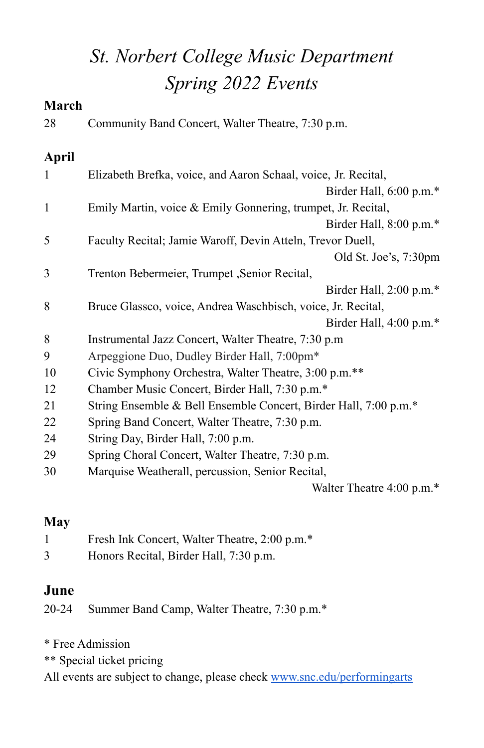# *St. Norbert College Music Department*
# *Spring 2022 Events*

**March**

| | |
|---|---|
| 28 | Community Band Concert, Walter Theatre, 7:30 p.m. |

**April**

| | |
|---|---|
| 1 | Elizabeth Brefka, voice, and Aaron Schaal, voice, Jr. Recital, Birder Hall, 6:00 p.m.* |
| 1 | Emily Martin, voice & Emily Gonnering, trumpet, Jr. Recital, Birder Hall, 8:00 p.m.* |
| 5 | Faculty Recital; Jamie Waroff, Devin Atteln, Trevor Duell, Old St. Joe's, 7:30pm |
| 3 | Trenton Bebermeier, Trumpet ,Senior Recital, Birder Hall, 2:00 p.m.* |
| 8 | Bruce Glassco, voice, Andrea Waschbisch, voice, Jr. Recital, Birder Hall, 4:00 p.m.* |
| 8 | Instrumental Jazz Concert, Walter Theatre, 7:30 p.m |
| 9 | Arpeggione Duo, Dudley Birder Hall, 7:00pm* |
| 10 | Civic Symphony Orchestra, Walter Theatre, 3:00 p.m.** |
| 12 | Chamber Music Concert, Birder Hall, 7:30 p.m.* |
| 21 | String Ensemble & Bell Ensemble Concert, Birder Hall, 7:00 p.m.* |
| 22 | Spring Band Concert, Walter Theatre, 7:30 p.m. |
| 24 | String Day, Birder Hall, 7:00 p.m. |
| 29 | Spring Choral Concert, Walter Theatre, 7:30 p.m. |
| 30 | Marquise Weatherall, percussion, Senior Recital, Walter Theatre 4:00 p.m.* |

**May**

| | |
|---|---|
| 1 | Fresh Ink Concert, Walter Theatre, 2:00 p.m.* |
| 3 | Honors Recital, Birder Hall, 7:30 p.m. |

**June**

| | |
|---|---|
| 20-24 | Summer Band Camp, Walter Theatre, 7:30 p.m.* |

* Free Admission
** Special ticket pricing
All events are subject to change, please check [www.snc.edu/performingarts](http://www.snc.edu/performingarts)